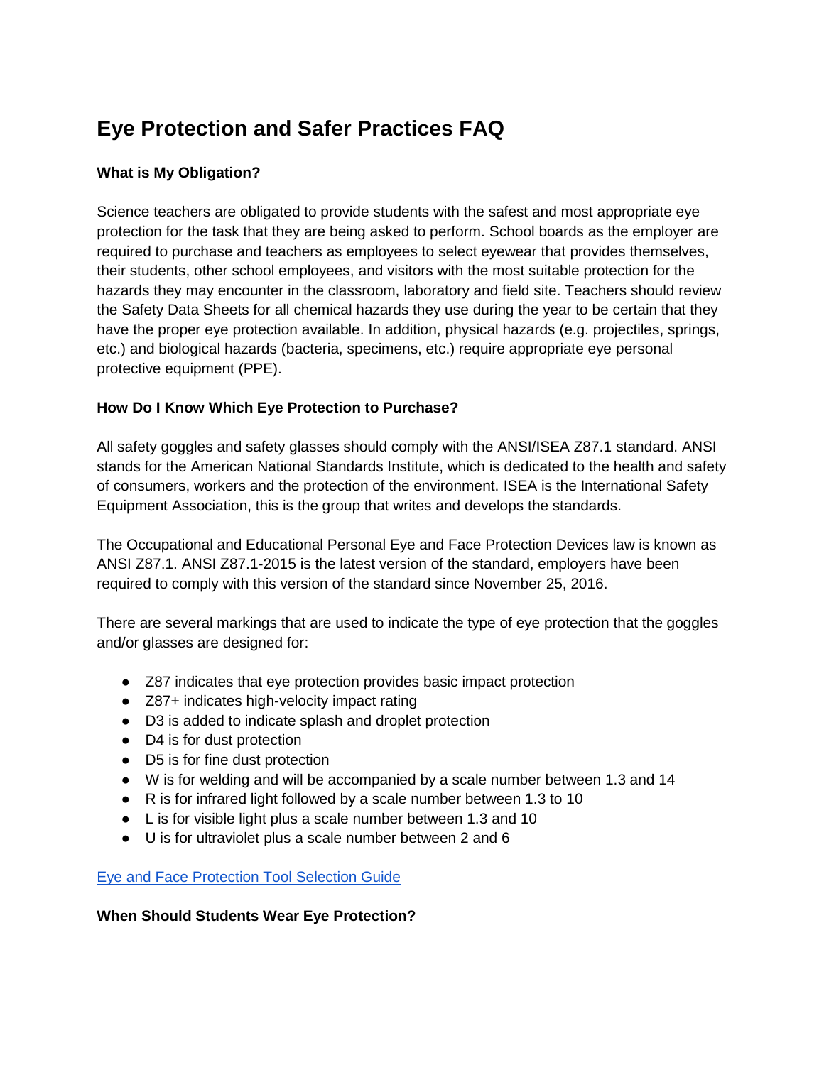# Eye Protection and Safer Practices FAQ

### What is My Obligation?

Science teachers are obligated to provide students with the safest and most appropriate eye protection for the task that they are being asked to perform. School boards as the employer are required to purchase and teachers as employees to select eyewear that provides themselves, their students, other school employees, and visitors with the most suitable protection for the hazards they may encounter in the classroom, laboratory and field site. Teachers should review the Safety Data Sheets for all chemical hazards they use during the year to be certain that they have the proper eye protection available. In addition, physical hazards (e.g. projectiles, springs, etc.) and biological hazards (bacteria, specimens, etc.) require appropriate eye personal protective equipment (PPE).

### How Do I Know Which Eye Protection to Purchase?

All safety goggles and safety glasses should comply with the ANSI/ISEA Z87.1 standard. ANSI stands for the American National Standards Institute, which is dedicated to the health and safety of consumers, workers and the protection of the environment. ISEA is the International Safety Equipment Association, this is the group that writes and develops the standards.

The Occupational and Educational Personal Eye and Face Protection Devices law is known as ANSI Z87.1. ANSI Z87.1-2015 is the latest version of the standard, employers have been required to comply with this version of the standard since November 25, 2016.

There are several markings that are used to indicate the type of eye protection that the goggles and/or glasses are designed for:

- Z87 indicates that eye protection provides basic impact protection
- Z87+ indicates high-velocity impact rating
- D3 is added to indicate splash and droplet protection
- D4 is for dust protection
- D5 is for fine dust protection
- W is for welding and will be accompanied by a scale number between 1.3 and 14
- R is for infrared light followed by a scale number between 1.3 to 10
- L is for visible light plus a scale number between 1.3 and 10
- U is for ultraviolet plus a scale number between 2 and 6

Eye and Face Protection Tool Selection Guide

### When Should Students Wear Eye Protection?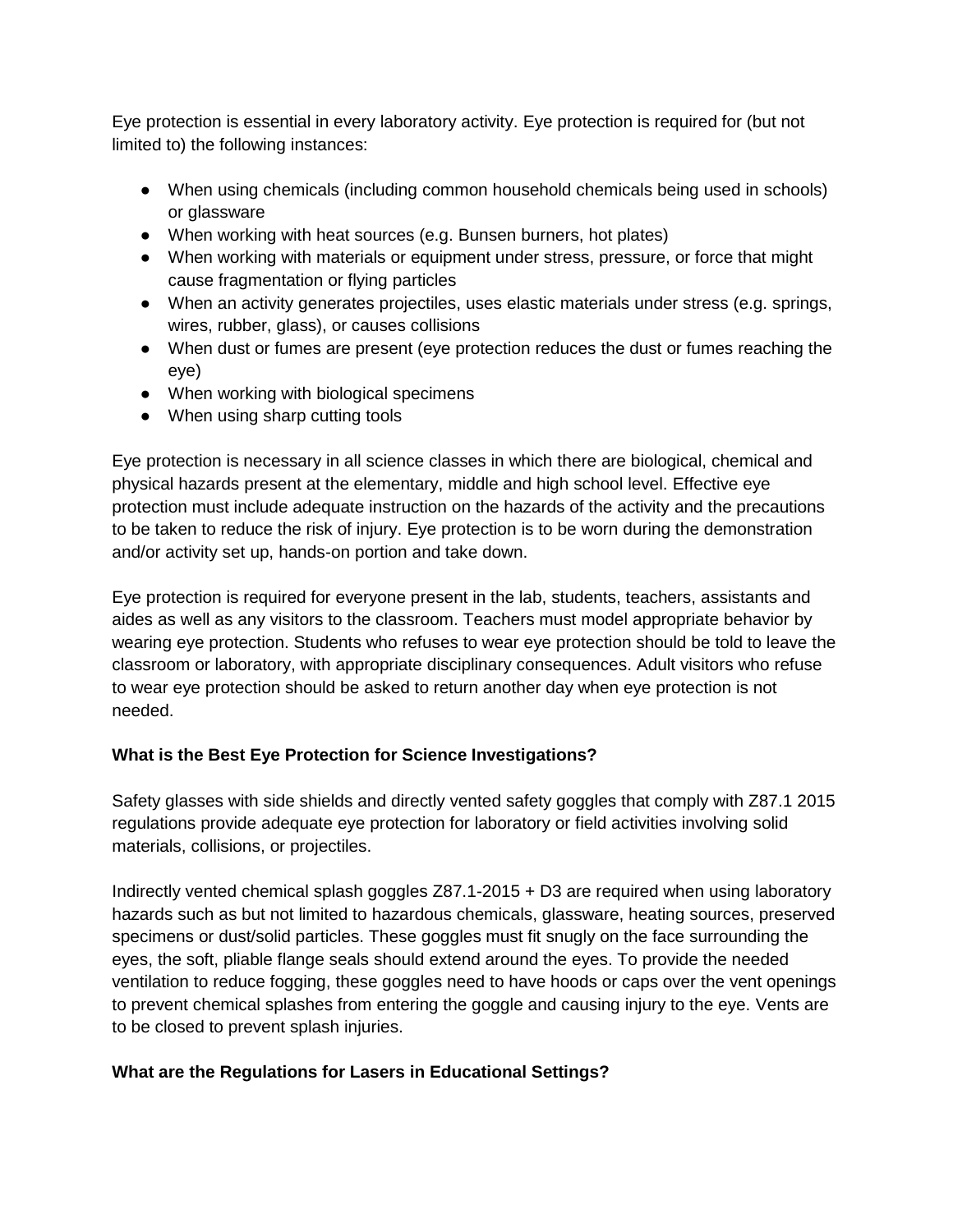Eye protection is essential in every laboratory activity. Eye protection is required for (but not limited to) the following instances:

- When using chemicals (including common household chemicals being used in schools) or glassware
- When working with heat sources (e.g. Bunsen burners, hot plates)
- When working with materials or equipment under stress, pressure, or force that might cause fragmentation or flying particles
- When an activity generates projectiles, uses elastic materials under stress (e.g. springs, wires, rubber, glass), or causes collisions
- When dust or fumes are present (eye protection reduces the dust or fumes reaching the eye)
- When working with biological specimens
- When using sharp cutting tools

Eye protection is necessary in all science classes in which there are biological, chemical and physical hazards present at the elementary, middle and high school level. Effective eye protection must include adequate instruction on the hazards of the activity and the precautions to be taken to reduce the risk of injury. Eye protection is to be worn during the demonstration and/or activity set up, hands-on portion and take down.

Eye protection is required for everyone present in the lab, students, teachers, assistants and aides as well as any visitors to the classroom. Teachers must model appropriate behavior by wearing eye protection. Students who refuses to wear eye protection should be told to leave the classroom or laboratory, with appropriate disciplinary consequences. Adult visitors who refuse to wear eye protection should be asked to return another day when eye protection is not needed.

**What is the Best Eye Protection for Science Investigations?**

Safety glasses with side shields and directly vented safety goggles that comply with Z87.1 2015 regulations provide adequate eye protection for laboratory or field activities involving solid materials, collisions, or projectiles.

Indirectly vented chemical splash goggles Z87.1-2015 + D3 are required when using laboratory hazards such as but not limited to hazardous chemicals, glassware, heating sources, preserved specimens or dust/solid particles. These goggles must fit snugly on the face surrounding the eyes, the soft, pliable flange seals should extend around the eyes. To provide the needed ventilation to reduce fogging, these goggles need to have hoods or caps over the vent openings to prevent chemical splashes from entering the goggle and causing injury to the eye. Vents are to be closed to prevent splash injuries.

**What are the Regulations for Lasers in Educational Settings?**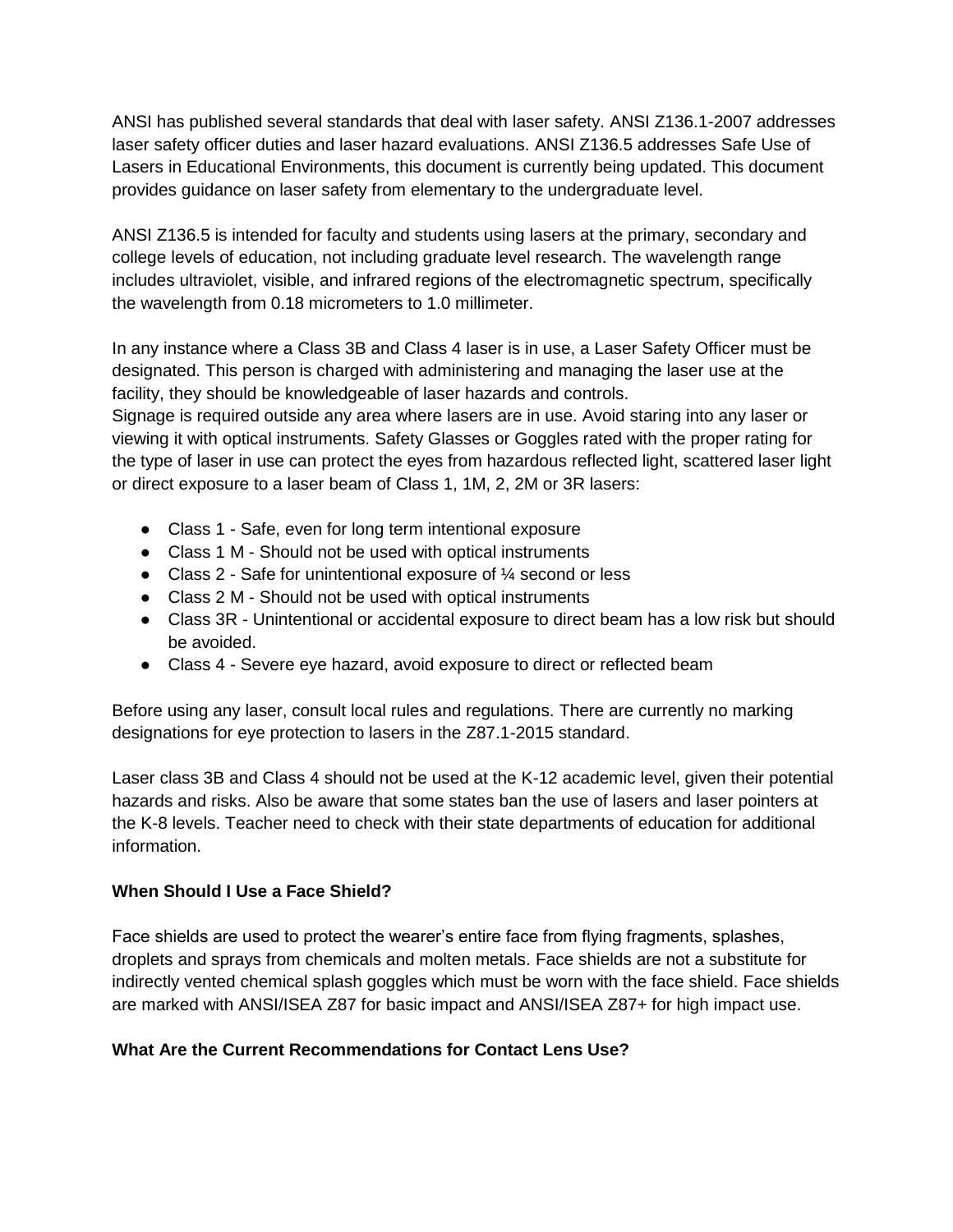ANSI has published several standards that deal with laser safety. ANSI Z136.1-2007 addresses laser safety officer duties and laser hazard evaluations. ANSI Z136.5 addresses Safe Use of Lasers in Educational Environments, this document is currently being updated. This document provides guidance on laser safety from elementary to the undergraduate level.

ANSI Z136.5 is intended for faculty and students using lasers at the primary, secondary and college levels of education, not including graduate level research. The wavelength range includes ultraviolet, visible, and infrared regions of the electromagnetic spectrum, specifically the wavelength from 0.18 micrometers to 1.0 millimeter.

In any instance where a Class 3B and Class 4 laser is in use, a Laser Safety Officer must be designated. This person is charged with administering and managing the laser use at the facility, they should be knowledgeable of laser hazards and controls.
Signage is required outside any area where lasers are in use. Avoid staring into any laser or viewing it with optical instruments. Safety Glasses or Goggles rated with the proper rating for the type of laser in use can protect the eyes from hazardous reflected light, scattered laser light or direct exposure to a laser beam of Class 1, 1M, 2, 2M or 3R lasers:

- Class 1 - Safe, even for long term intentional exposure
- Class 1 M - Should not be used with optical instruments
- Class 2 - Safe for unintentional exposure of ¼ second or less
- Class 2 M - Should not be used with optical instruments
- Class 3R - Unintentional or accidental exposure to direct beam has a low risk but should be avoided.
- Class 4 - Severe eye hazard, avoid exposure to direct or reflected beam

Before using any laser, consult local rules and regulations. There are currently no marking designations for eye protection to lasers in the Z87.1-2015 standard.

Laser class 3B and Class 4 should not be used at the K-12 academic level, given their potential hazards and risks. Also be aware that some states ban the use of lasers and laser pointers at the K-8 levels. Teacher need to check with their state departments of education for additional information.

**When Should I Use a Face Shield?**

Face shields are used to protect the wearer's entire face from flying fragments, splashes, droplets and sprays from chemicals and molten metals. Face shields are not a substitute for indirectly vented chemical splash goggles which must be worn with the face shield. Face shields are marked with ANSI/ISEA Z87 for basic impact and ANSI/ISEA Z87+ for high impact use.

**What Are the Current Recommendations for Contact Lens Use?**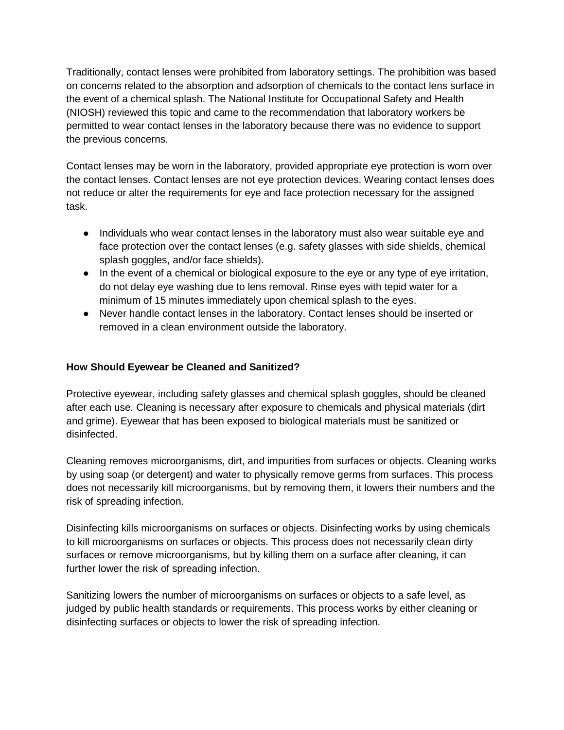Traditionally, contact lenses were prohibited from laboratory settings. The prohibition was based on concerns related to the absorption and adsorption of chemicals to the contact lens surface in the event of a chemical splash. The National Institute for Occupational Safety and Health (NIOSH) reviewed this topic and came to the recommendation that laboratory workers be permitted to wear contact lenses in the laboratory because there was no evidence to support the previous concerns.

Contact lenses may be worn in the laboratory, provided appropriate eye protection is worn over the contact lenses. Contact lenses are not eye protection devices. Wearing contact lenses does not reduce or alter the requirements for eye and face protection necessary for the assigned task.

- Individuals who wear contact lenses in the laboratory must also wear suitable eye and face protection over the contact lenses (e.g. safety glasses with side shields, chemical splash goggles, and/or face shields).
- In the event of a chemical or biological exposure to the eye or any type of eye irritation, do not delay eye washing due to lens removal. Rinse eyes with tepid water for a minimum of 15 minutes immediately upon chemical splash to the eyes.
- Never handle contact lenses in the laboratory. Contact lenses should be inserted or removed in a clean environment outside the laboratory.

**How Should Eyewear be Cleaned and Sanitized?**

Protective eyewear, including safety glasses and chemical splash goggles, should be cleaned after each use. Cleaning is necessary after exposure to chemicals and physical materials (dirt and grime). Eyewear that has been exposed to biological materials must be sanitized or disinfected.

Cleaning removes microorganisms, dirt, and impurities from surfaces or objects. Cleaning works by using soap (or detergent) and water to physically remove germs from surfaces. This process does not necessarily kill microorganisms, but by removing them, it lowers their numbers and the risk of spreading infection.

Disinfecting kills microorganisms on surfaces or objects. Disinfecting works by using chemicals to kill microorganisms on surfaces or objects. This process does not necessarily clean dirty surfaces or remove microorganisms, but by killing them on a surface after cleaning, it can further lower the risk of spreading infection.

Sanitizing lowers the number of microorganisms on surfaces or objects to a safe level, as judged by public health standards or requirements. This process works by either cleaning or disinfecting surfaces or objects to lower the risk of spreading infection.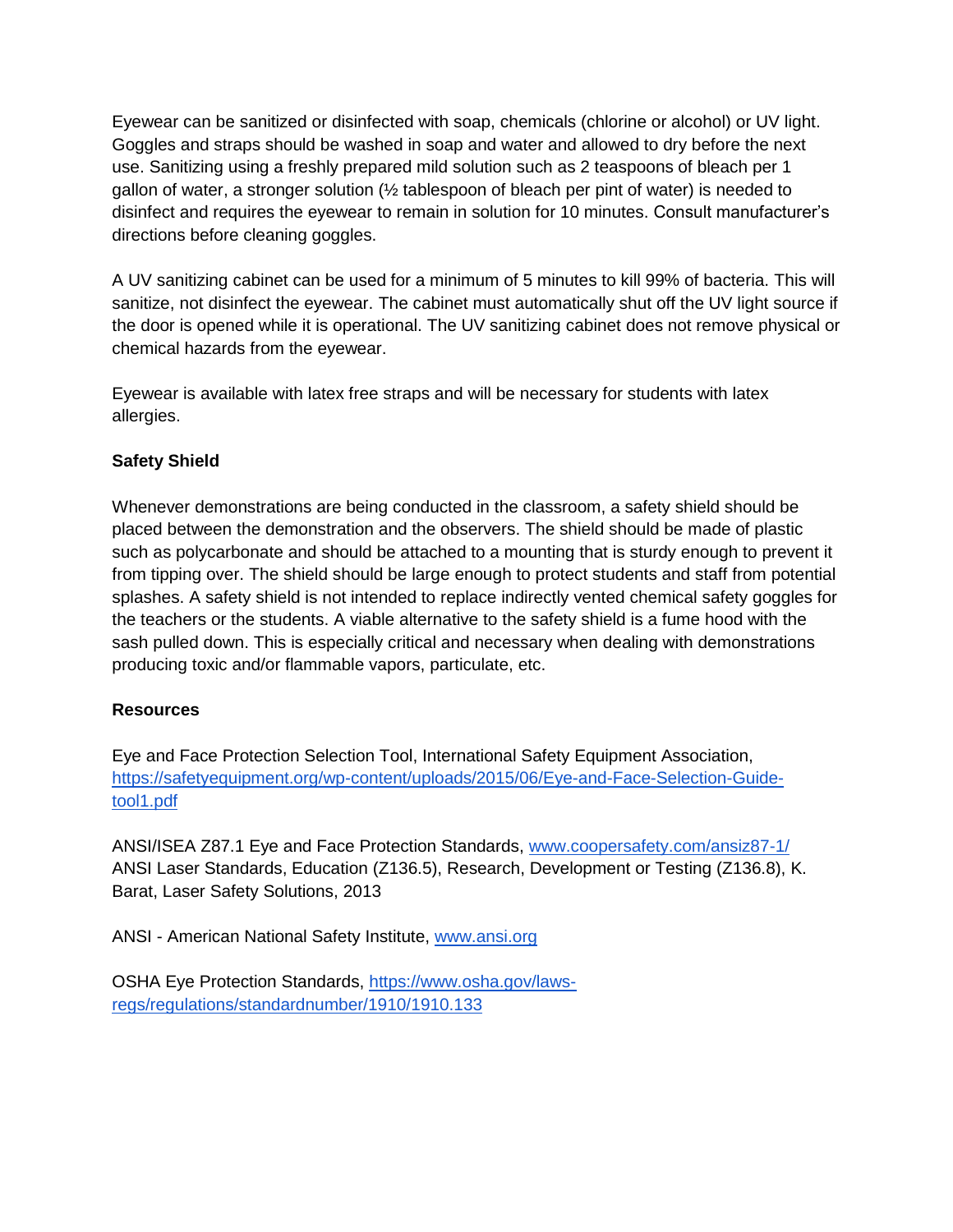Eyewear can be sanitized or disinfected with soap, chemicals (chlorine or alcohol) or UV light. Goggles and straps should be washed in soap and water and allowed to dry before the next use. Sanitizing using a freshly prepared mild solution such as 2 teaspoons of bleach per 1 gallon of water, a stronger solution (½ tablespoon of bleach per pint of water) is needed to disinfect and requires the eyewear to remain in solution for 10 minutes. Consult manufacturer's directions before cleaning goggles.

A UV sanitizing cabinet can be used for a minimum of 5 minutes to kill 99% of bacteria. This will sanitize, not disinfect the eyewear. The cabinet must automatically shut off the UV light source if the door is opened while it is operational. The UV sanitizing cabinet does not remove physical or chemical hazards from the eyewear.

Eyewear is available with latex free straps and will be necessary for students with latex allergies.

**Safety Shield**

Whenever demonstrations are being conducted in the classroom, a safety shield should be placed between the demonstration and the observers. The shield should be made of plastic such as polycarbonate and should be attached to a mounting that is sturdy enough to prevent it from tipping over. The shield should be large enough to protect students and staff from potential splashes. A safety shield is not intended to replace indirectly vented chemical safety goggles for the teachers or the students. A viable alternative to the safety shield is a fume hood with the sash pulled down. This is especially critical and necessary when dealing with demonstrations producing toxic and/or flammable vapors, particulate, etc.

**Resources**

Eye and Face Protection Selection Tool, International Safety Equipment Association, https://safetyequipment.org/wp-content/uploads/2015/06/Eye-and-Face-Selection-Guide-tool1.pdf

ANSI/ISEA Z87.1 Eye and Face Protection Standards, www.coopersafety.com/ansiz87-1/
ANSI Laser Standards, Education (Z136.5), Research, Development or Testing (Z136.8), K. Barat, Laser Safety Solutions, 2013

ANSI - American National Safety Institute, www.ansi.org

OSHA Eye Protection Standards, https://www.osha.gov/laws-regs/regulations/standardnumber/1910/1910.133